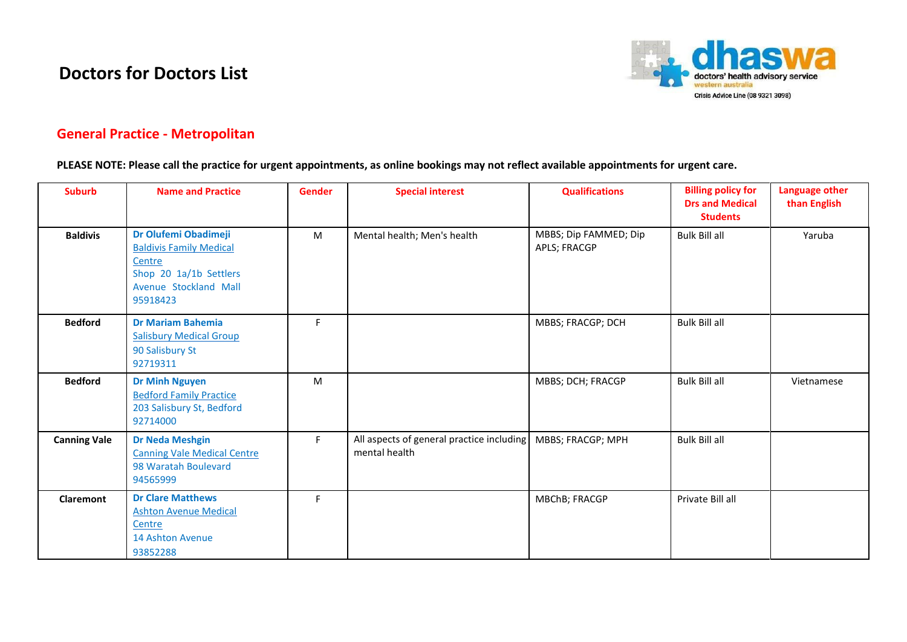# Doctors for Doctors List

dhaswa doctors' health advisory service western australia
Crisis Advice Line (08 9321 3098)

## General Practice - Metropolitan

**PLEASE NOTE: Please call the practice for urgent appointments, as online bookings may not reflect available appointments for urgent care.**

| Suburb | Name and Practice | Gender | Special interest | Qualifications | Billing policy for Drs and Medical Students | Language other than English |
|---|---|---|---|---|---|---|
| **Baldivis** | **Dr Olufemi Obadimeji**<br>Baldivis Family Medical Centre<br>Shop 20 1a/1b Settlers Avenue Stockland Mall<br>95918423 | M | Mental health; Men's health | MBBS; Dip FAMMED; Dip APLS; FRACGP | Bulk Bill all | Yaruba |
| **Bedford** | **Dr Mariam Bahemia**<br>Salisbury Medical Group<br>90 Salisbury St<br>92719311 | F | | MBBS; FRACGP; DCH | Bulk Bill all | |
| **Bedford** | **Dr Minh Nguyen**<br>Bedford Family Practice<br>203 Salisbury St, Bedford<br>92714000 | M | | MBBS; DCH; FRACGP | Bulk Bill all | Vietnamese |
| **Canning Vale** | **Dr Neda Meshgin**<br>Canning Vale Medical Centre<br>98 Waratah Boulevard<br>94565999 | F | All aspects of general practice including mental health | MBBS; FRACGP; MPH | Bulk Bill all | |
| **Claremont** | **Dr Clare Matthews**<br>Ashton Avenue Medical Centre<br>14 Ashton Avenue<br>93852288 | F | | MBChB; FRACGP | Private Bill all | |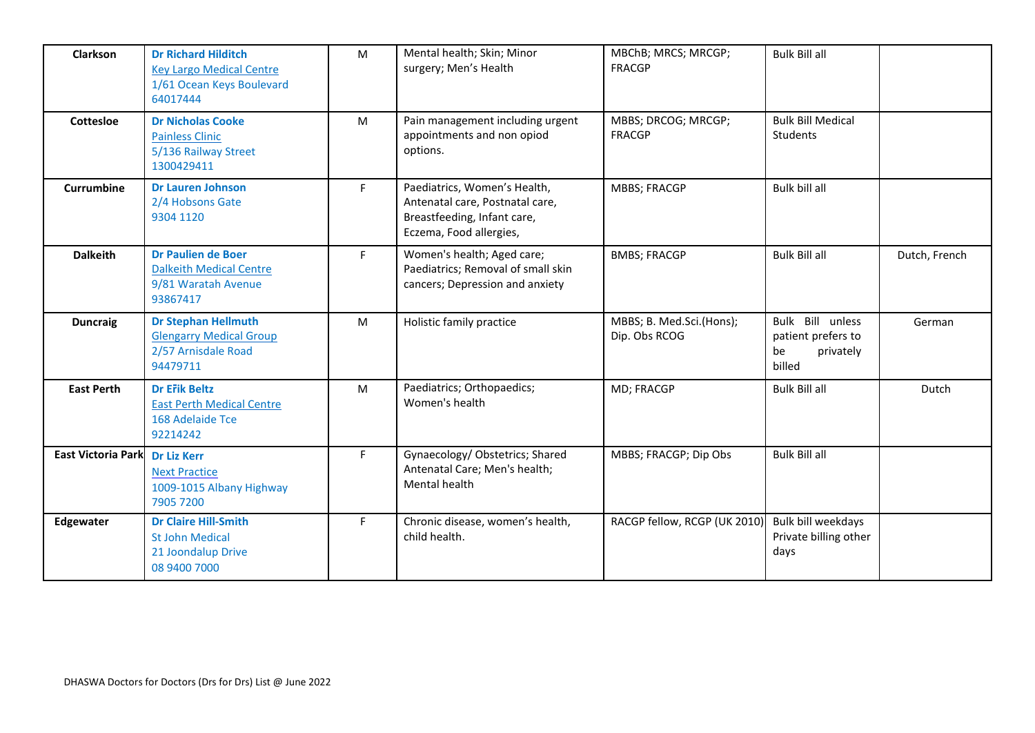| Clarkson | **Dr Richard Hilditch**<br>Key Largo Medical Centre<br>1/61 Ocean Keys Boulevard<br>64017444 | M | Mental health; Skin; Minor surgery; Men's Health | MBChB; MRCS; MRCGP; FRACGP | Bulk Bill all | |
|---|---|---|---|---|---|---|
| **Cottesloe** | **Dr Nicholas Cooke**<br>Painless Clinic<br>5/136 Railway Street<br>1300429411 | M | Pain management including urgent appointments and non opiod options. | MBBS; DRCOG; MRCGP; FRACGP | Bulk Bill Medical Students | |
| **Currumbine** | **Dr Lauren Johnson**<br>2/4 Hobsons Gate<br>9304 1120 | F | Paediatrics, Women's Health, Antenatal care, Postnatal care, Breastfeeding, Infant care, Eczema, Food allergies, | MBBS; FRACGP | Bulk bill all | |
| **Dalkeith** | **Dr Paulien de Boer**<br>Dalkeith Medical Centre<br>9/81 Waratah Avenue<br>93867417 | F | Women's health; Aged care; Paediatrics; Removal of small skin cancers; Depression and anxiety | BMBS; FRACGP | Bulk Bill all | Dutch, French |
| **Duncraig** | **Dr Stephan Hellmuth**<br>Glengarry Medical Group<br>2/57 Arnisdale Road<br>94479711 | M | Holistic family practice | MBBS; B. Med.Sci.(Hons); Dip. Obs RCOG | Bulk Bill unless patient prefers to be privately billed | German |
| **East Perth** | **Dr Erik Beltz**<br>East Perth Medical Centre<br>168 Adelaide Tce<br>92214242 | M | Paediatrics; Orthopaedics; Women's health | MD; FRACGP | Bulk Bill all | Dutch |
| **East Victoria Park** | **Dr Liz Kerr**<br>Next Practice<br>1009-1015 Albany Highway<br>7905 7200 | F | Gynaecology/ Obstetrics; Shared Antenatal Care; Men's health; Mental health | MBBS; FRACGP; Dip Obs | Bulk Bill all | |
| **Edgewater** | **Dr Claire Hill-Smith**<br>St John Medical<br>21 Joondalup Drive<br>08 9400 7000 | F | Chronic disease, women's health, child health. | RACGP fellow, RCGP (UK 2010) | Bulk bill weekdays Private billing other days | |

DHASWA Doctors for Doctors (Drs for Drs) List @ June 2022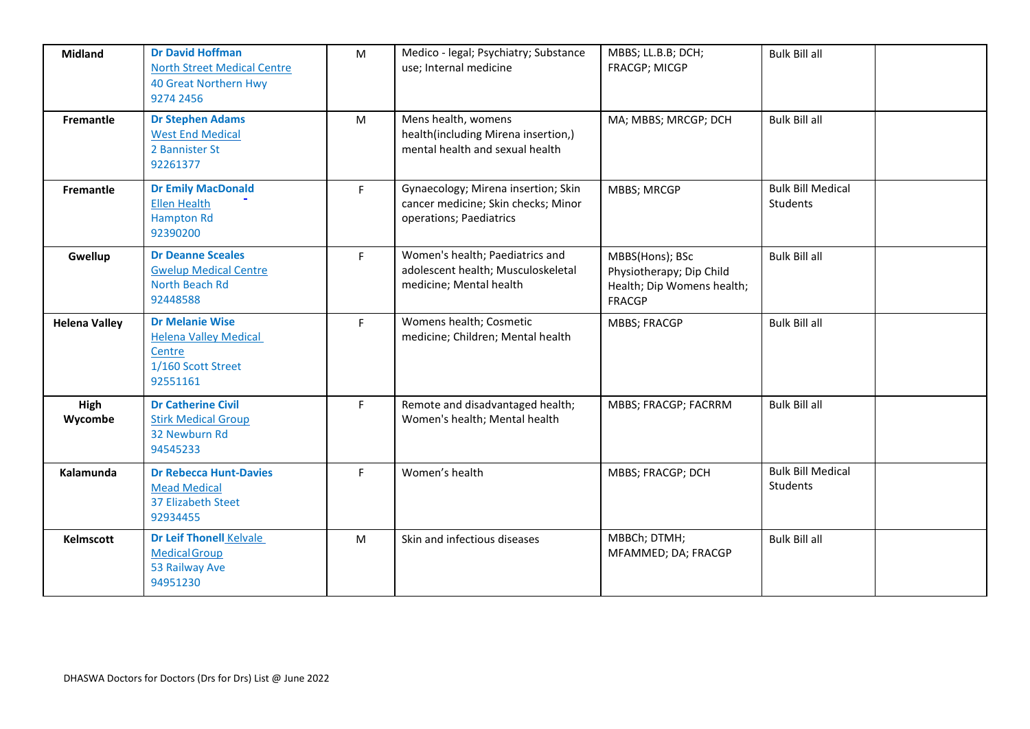| | | | | | | |
|---|---|---|---|---|---|---|
| **Midland** | **Dr David Hoffman**<br>North Street Medical Centre<br>40 Great Northern Hwy<br>9274 2456 | M | Medico - legal; Psychiatry; Substance use; Internal medicine | MBBS; LL.B.B; DCH; FRACGP; MICGP | Bulk Bill all | |
| **Fremantle** | **Dr Stephen Adams**<br>West End Medical<br>2 Bannister St<br>92261377 | M | Mens health, womens health(including Mirena insertion,) mental health and sexual health | MA; MBBS; MRCGP; DCH | Bulk Bill all | |
| **Fremantle** | **Dr Emily MacDonald**<br>Ellen Health<br>Hampton Rd<br>92390200 | F | Gynaecology; Mirena insertion; Skin cancer medicine; Skin checks; Minor operations; Paediatrics | MBBS; MRCGP | Bulk Bill Medical Students | |
| **Gwellup** | **Dr Deanne Sceales**<br>Gwelup Medical Centre<br>North Beach Rd<br>92448588 | F | Women's health; Paediatrics and adolescent health; Musculoskeletal medicine; Mental health | MBBS(Hons); BSc Physiotherapy; Dip Child Health; Dip Womens health; FRACGP | Bulk Bill all | |
| **Helena Valley** | **Dr Melanie Wise**<br>Helena Valley Medical Centre<br>1/160 Scott Street<br>92551161 | F | Womens health; Cosmetic medicine; Children; Mental health | MBBS; FRACGP | Bulk Bill all | |
| **High Wycombe** | **Dr Catherine Civil**<br>Stirk Medical Group<br>32 Newburn Rd<br>94545233 | F | Remote and disadvantaged health; Women's health; Mental health | MBBS; FRACGP; FACRRM | Bulk Bill all | |
| **Kalamunda** | **Dr Rebecca Hunt-Davies**<br>Mead Medical<br>37 Elizabeth Steet<br>92934455 | F | Women's health | MBBS; FRACGP; DCH | Bulk Bill Medical Students | |
| **Kelmscott** | **Dr Leif Thonell** Kelvale Medical Group<br>53 Railway Ave<br>94951230 | M | Skin and infectious diseases | MBBCh; DTMH; MFAMMED; DA; FRACGP | Bulk Bill all | |

DHASWA Doctors for Doctors (Drs for Drs) List @ June 2022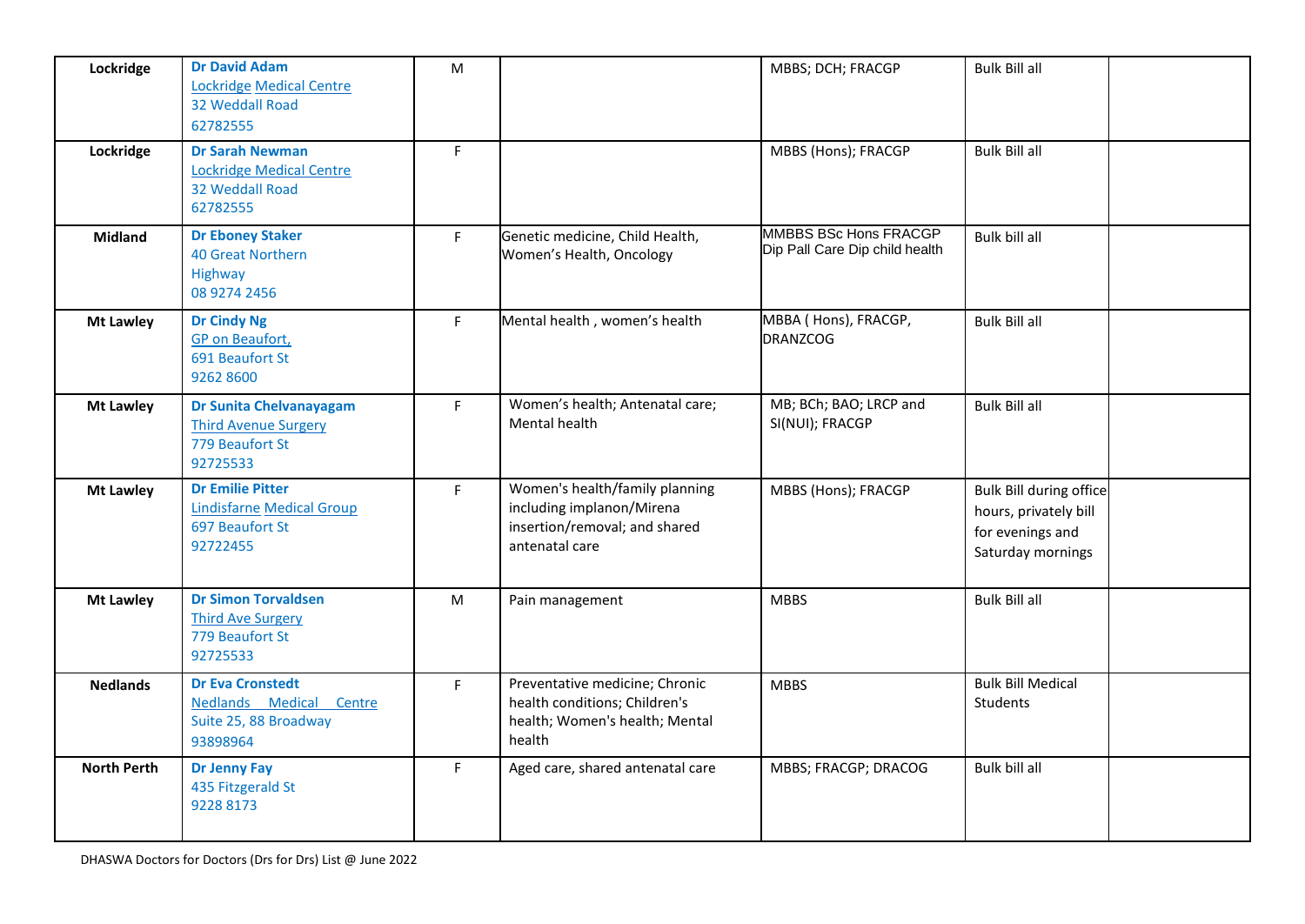| | | | | | | |
|---|---|---|---|---|---|---|
| **Lockridge** | **Dr David Adam**<br>Lockridge Medical Centre<br>32 Weddall Road<br>62782555 | M | | MBBS; DCH; FRACGP | Bulk Bill all | |
| **Lockridge** | **Dr Sarah Newman**<br>Lockridge Medical Centre<br>32 Weddall Road<br>62782555 | F | | MBBS (Hons); FRACGP | Bulk Bill all | |
| **Midland** | **Dr Eboney Staker**<br>40 Great Northern Highway<br>08 9274 2456 | F | Genetic medicine, Child Health, Women's Health, Oncology | MMBBS BSc Hons FRACGP Dip Pall Care Dip child health | Bulk bill all | |
| **Mt Lawley** | **Dr Cindy Ng**<br>GP on Beaufort,<br>691 Beaufort St<br>9262 8600 | F | Mental health , women's health | MBBA ( Hons), FRACGP, DRANZCOG | Bulk Bill all | |
| **Mt Lawley** | **Dr Sunita Chelvanayagam**<br>Third Avenue Surgery<br>779 Beaufort St<br>92725533 | F | Women's health; Antenatal care; Mental health | MB; BCh; BAO; LRCP and SI(NUI); FRACGP | Bulk Bill all | |
| **Mt Lawley** | **Dr Emilie Pitter**<br>Lindisfarne Medical Group<br>697 Beaufort St<br>92722455 | F | Women's health/family planning including implanon/Mirena insertion/removal; and shared antenatal care | MBBS (Hons); FRACGP | Bulk Bill during office hours, privately bill for evenings and Saturday mornings | |
| **Mt Lawley** | **Dr Simon Torvaldsen**<br>Third Ave Surgery<br>779 Beaufort St<br>92725533 | M | Pain management | MBBS | Bulk Bill all | |
| **Nedlands** | **Dr Eva Cronstedt**<br>Nedlands Medical Centre<br>Suite 25, 88 Broadway<br>93898964 | F | Preventative medicine; Chronic health conditions; Children's health; Women's health; Mental health | MBBS | Bulk Bill Medical Students | |
| **North Perth** | **Dr Jenny Fay**<br>435 Fitzgerald St<br>9228 8173 | F | Aged care, shared antenatal care | MBBS; FRACGP; DRACOG | Bulk bill all | |

DHASWA Doctors for Doctors (Drs for Drs) List @ June 2022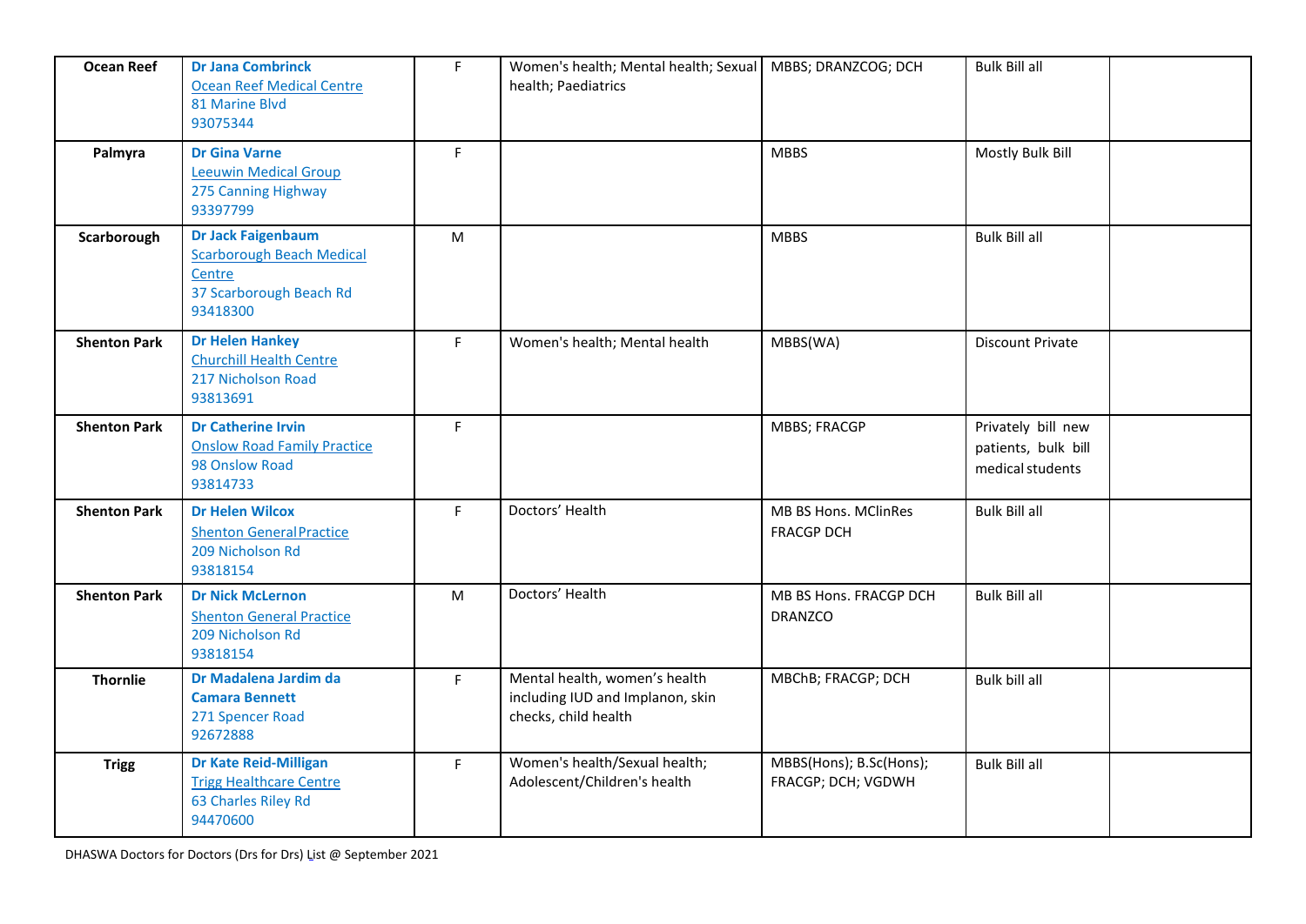| | | | | | | |
|---|---|---|---|---|---|---|
| **Ocean Reef** | **Dr Jana Combrinck**<br>Ocean Reef Medical Centre<br>81 Marine Blvd<br>93075344 | F | Women's health; Mental health; Sexual health; Paediatrics | MBBS; DRANZCOG; DCH | Bulk Bill all | |
| **Palmyra** | **Dr Gina Varne**<br>Leeuwin Medical Group<br>275 Canning Highway<br>93397799 | F | | MBBS | Mostly Bulk Bill | |
| **Scarborough** | **Dr Jack Faigenbaum**<br>Scarborough Beach Medical Centre<br>37 Scarborough Beach Rd<br>93418300 | M | | MBBS | Bulk Bill all | |
| **Shenton Park** | **Dr Helen Hankey**<br>Churchill Health Centre<br>217 Nicholson Road<br>93813691 | F | Women's health; Mental health | MBBS(WA) | Discount Private | |
| **Shenton Park** | **Dr Catherine Irvin**<br>Onslow Road Family Practice<br>98 Onslow Road<br>93814733 | F | | MBBS; FRACGP | Privately bill new patients, bulk bill medical students | |
| **Shenton Park** | **Dr Helen Wilcox**<br>Shenton General Practice<br>209 Nicholson Rd<br>93818154 | F | Doctors' Health | MB BS Hons. MClinRes FRACGP DCH | Bulk Bill all | |
| **Shenton Park** | **Dr Nick McLernon**<br>Shenton General Practice<br>209 Nicholson Rd<br>93818154 | M | Doctors' Health | MB BS Hons. FRACGP DCH DRANZCO | Bulk Bill all | |
| **Thornlie** | **Dr Madalena Jardim da Camara Bennett**<br>271 Spencer Road<br>92672888 | F | Mental health, women's health including IUD and Implanon, skin checks, child health | MBChB; FRACGP; DCH | Bulk bill all | |
| **Trigg** | **Dr Kate Reid-Milligan**<br>Trigg Healthcare Centre<br>63 Charles Riley Rd<br>94470600 | F | Women's health/Sexual health; Adolescent/Children's health | MBBS(Hons); B.Sc(Hons); FRACGP; DCH; VGDWH | Bulk Bill all | |

DHASWA Doctors for Doctors (Drs for Drs) List @ September 2021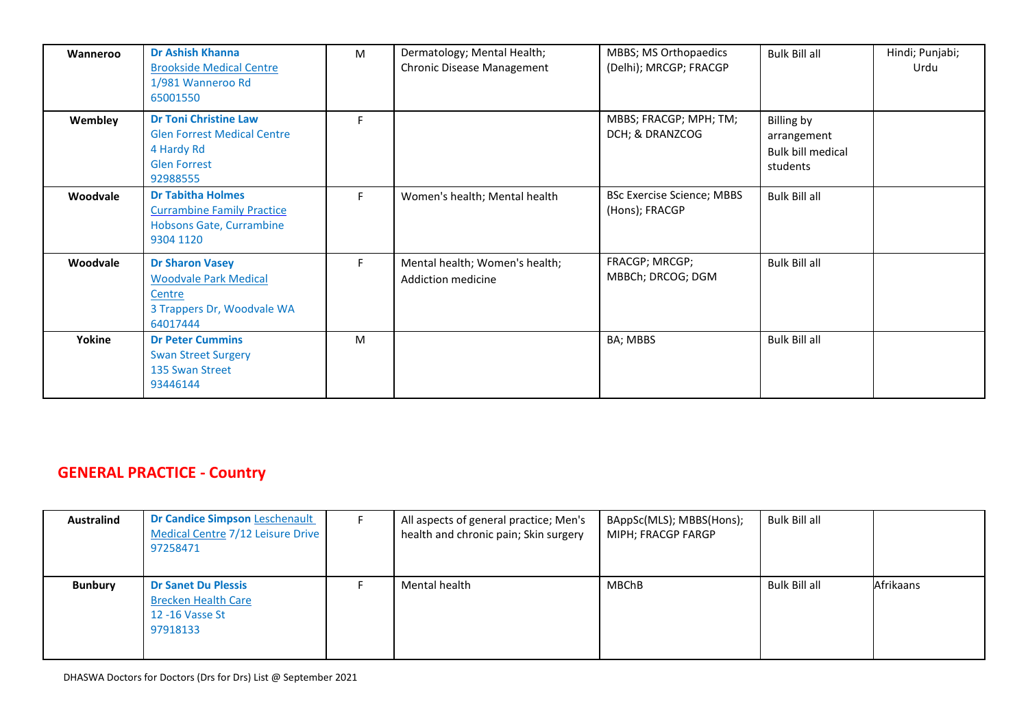| | | | | | | |
|---|---|---|---|---|---|---|
| **Wanneroo** | **Dr Ashish Khanna**<br>Brookside Medical Centre<br>1/981 Wanneroo Rd<br>65001550 | M | Dermatology; Mental Health; Chronic Disease Management | MBBS; MS Orthopaedics (Delhi); MRCGP; FRACGP | Bulk Bill all | Hindi; Punjabi; Urdu |
| **Wembley** | **Dr Toni Christine Law**<br>Glen Forrest Medical Centre<br>4 Hardy Rd<br>Glen Forrest<br>92988555 | F | | MBBS; FRACGP; MPH; TM; DCH; & DRANZCOG | Billing by arrangement<br>Bulk bill medical students | |
| **Woodvale** | **Dr Tabitha Holmes**<br>Currambine Family Practice<br>Hobsons Gate, Currambine<br>9304 1120 | F | Women's health; Mental health | BSc Exercise Science; MBBS (Hons); FRACGP | Bulk Bill all | |
| **Woodvale** | **Dr Sharon Vasey**<br>Woodvale Park Medical Centre<br>3 Trappers Dr, Woodvale WA<br>64017444 | F | Mental health; Women's health; Addiction medicine | FRACGP; MRCGP; MBBCh; DRCOG; DGM | Bulk Bill all | |
| **Yokine** | **Dr Peter Cummins**<br>Swan Street Surgery<br>135 Swan Street<br>93446144 | M | | BA; MBBS | Bulk Bill all | |

## GENERAL PRACTICE - Country

| | | | | | | |
|---|---|---|---|---|---|---|
| **Australind** | **Dr Candice Simpson** Leschenault Medical Centre 7/12 Leisure Drive<br>97258471 | F | All aspects of general practice; Men's health and chronic pain; Skin surgery | BAppSc(MLS); MBBS(Hons); MIPH; FRACGP FARGP | Bulk Bill all | |
| **Bunbury** | **Dr Sanet Du Plessis**<br>Brecken Health Care<br>12 -16 Vasse St<br>97918133 | F | Mental health | MBChB | Bulk Bill all | Afrikaans |

DHASWA Doctors for Doctors (Drs for Drs) List @ September 2021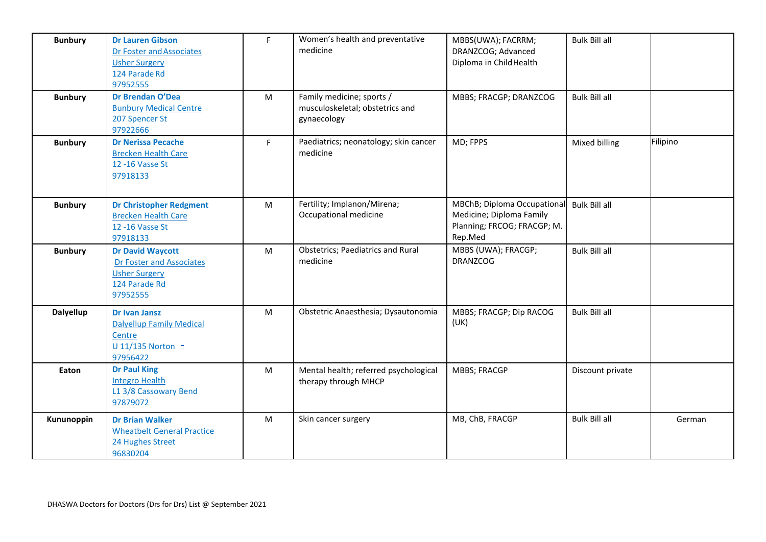| | | | | | | |
|---|---|---|---|---|---|---|
| **Bunbury** | **Dr Lauren Gibson**<br>Dr Foster and Associates<br>Usher Surgery<br>124 Parade Rd<br>97952555 | F | Women's health and preventative medicine | MBBS(UWA); FACRRM; DRANZCOG; Advanced Diploma in Child Health | Bulk Bill all | |
| **Bunbury** | **Dr Brendan O'Dea**<br>Bunbury Medical Centre<br>207 Spencer St<br>97922666 | M | Family medicine; sports / musculoskeletal; obstetrics and gynaecology | MBBS; FRACGP; DRANZCOG | Bulk Bill all | |
| **Bunbury** | **Dr Nerissa Pecache**<br>Brecken Health Care<br>12 -16 Vasse St<br>97918133 | F | Paediatrics; neonatology; skin cancer medicine | MD; FPPS | Mixed billing | Filipino |
| **Bunbury** | **Dr Christopher Redgment**<br>Brecken Health Care<br>12 -16 Vasse St<br>97918133 | M | Fertility; Implanon/Mirena; Occupational medicine | MBChB; Diploma Occupational Medicine; Diploma Family Planning; FRCOG; FRACGP; M. Rep.Med | Bulk Bill all | |
| **Bunbury** | **Dr David Waycott**<br>Dr Foster and Associates<br>Usher Surgery<br>124 Parade Rd<br>97952555 | M | Obstetrics; Paediatrics and Rural medicine | MBBS (UWA); FRACGP; DRANZCOG | Bulk Bill all | |
| **Dalyellup** | **Dr Ivan Jansz**<br>Dalyellup Family Medical Centre<br>U 11/135 Norton -<br>97956422 | M | Obstetric Anaesthesia; Dysautonomia | MBBS; FRACGP; Dip RACOG (UK) | Bulk Bill all | |
| **Eaton** | **Dr Paul King**<br>Integro Health<br>L1 3/8 Cassowary Bend<br>97879072 | M | Mental health; referred psychological therapy through MHCP | MBBS; FRACGP | Discount private | |
| **Kununoppin** | **Dr Brian Walker**<br>Wheatbelt General Practice<br>24 Hughes Street<br>96830204 | M | Skin cancer surgery | MB, ChB, FRACGP | Bulk Bill all | German |

DHASWA Doctors for Doctors (Drs for Drs) List @ September 2021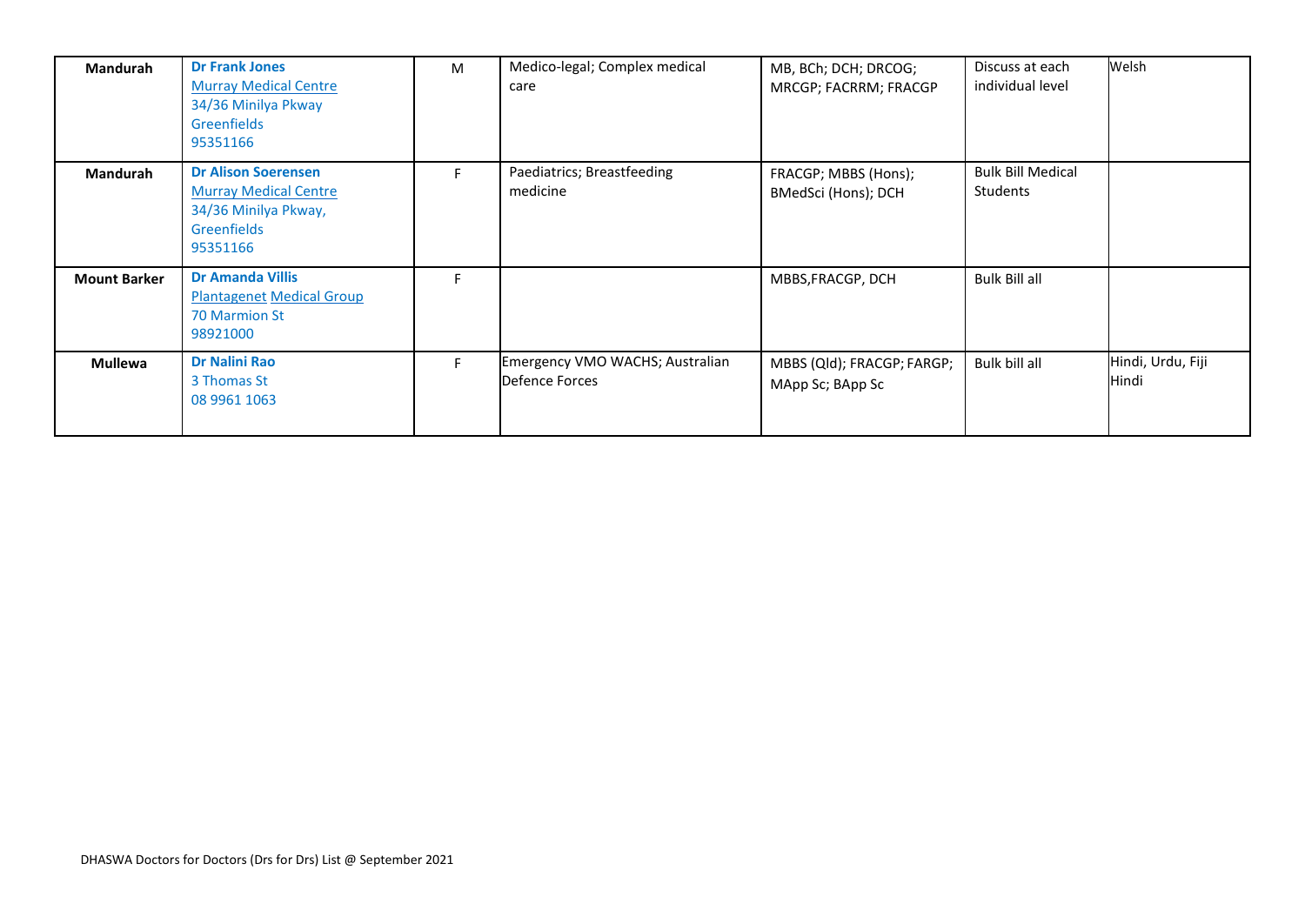| | | | | | | |
|---|---|---|---|---|---|---|
| **Mandurah** | **Dr Frank Jones**<br>Murray Medical Centre<br>34/36 Minilya Pkway<br>Greenfields<br>95351166 | M | Medico-legal; Complex medical care | MB, BCh; DCH; DRCOG; MRCGP; FACRRM; FRACGP | Discuss at each individual level | Welsh |
| **Mandurah** | **Dr Alison Soerensen**<br>Murray Medical Centre<br>34/36 Minilya Pkway,<br>Greenfields<br>95351166 | F | Paediatrics; Breastfeeding medicine | FRACGP; MBBS (Hons); BMedSci (Hons); DCH | Bulk Bill Medical Students | |
| **Mount Barker** | **Dr Amanda Villis**<br>Plantagenet Medical Group<br>70 Marmion St<br>98921000 | F | | MBBS,FRACGP, DCH | Bulk Bill all | |
| **Mullewa** | **Dr Nalini Rao**<br>3 Thomas St<br>08 9961 1063 | F | Emergency VMO WACHS; Australian Defence Forces | MBBS (Qld); FRACGP; FARGP; MApp Sc; BApp Sc | Bulk bill all | Hindi, Urdu, Fiji Hindi |